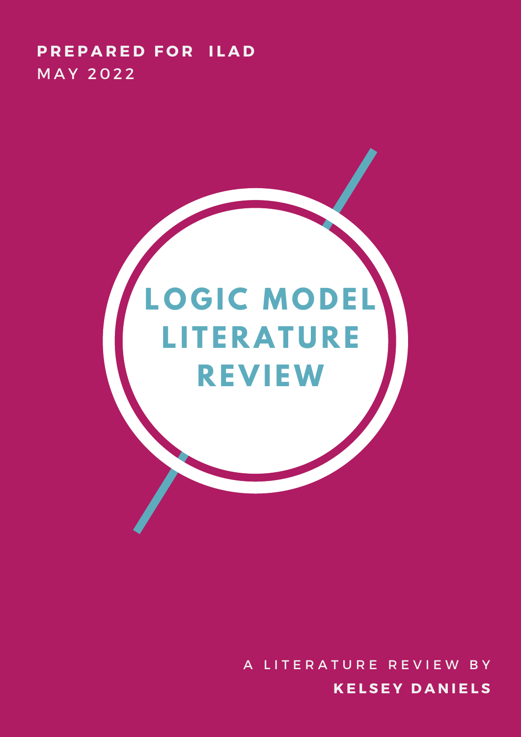**PREPARED FOR ILAD**
MAY 2022

# LOGIC MODEL LITERATURE REVIEW

A LITERATURE REVIEW BY
**KELSEY DANIELS**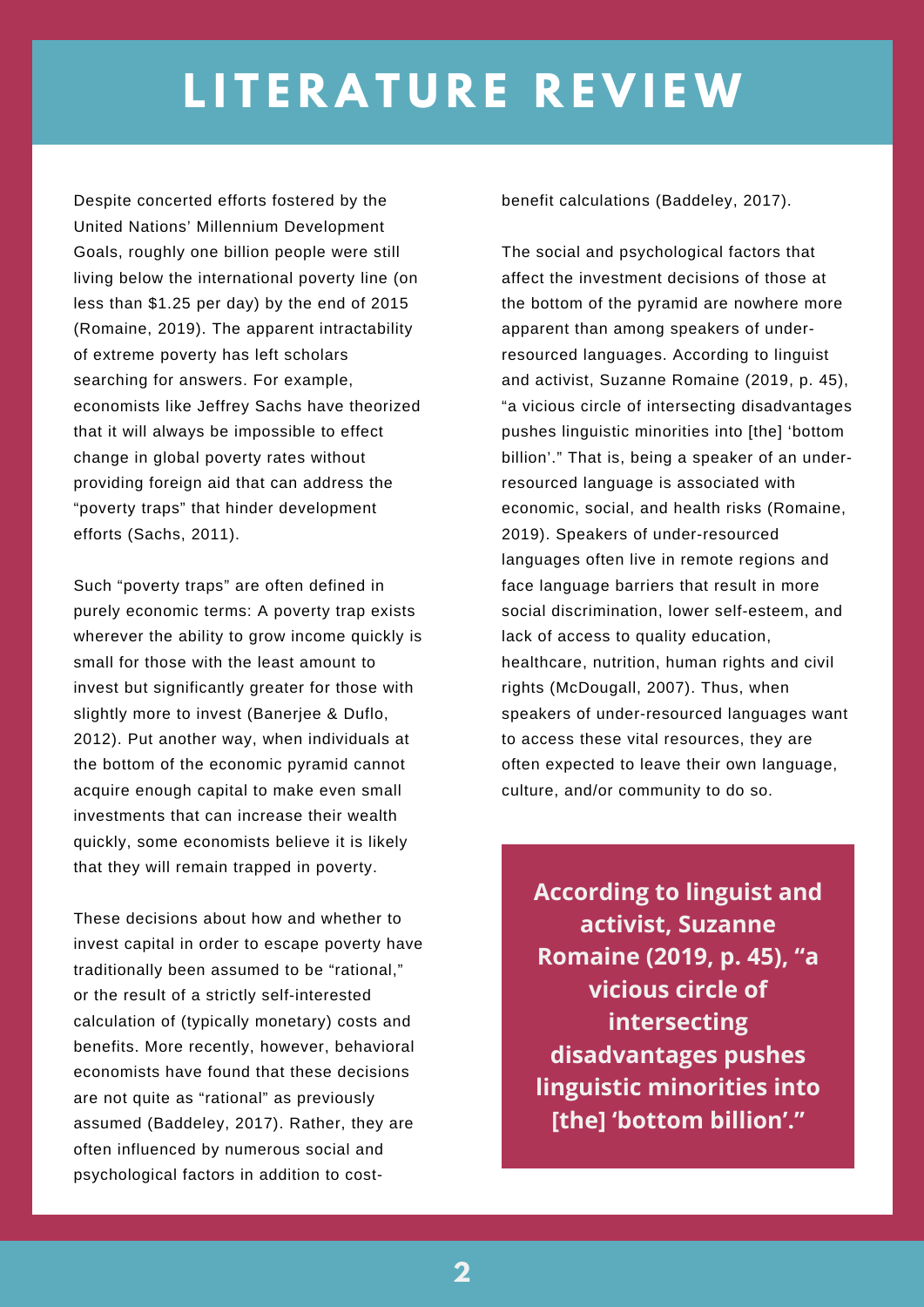# LITERATURE REVIEW

Despite concerted efforts fostered by the United Nations' Millennium Development Goals, roughly one billion people were still living below the international poverty line (on less than $1.25 per day) by the end of 2015 (Romaine, 2019). The apparent intractability of extreme poverty has left scholars searching for answers. For example, economists like Jeffrey Sachs have theorized that it will always be impossible to effect change in global poverty rates without providing foreign aid that can address the "poverty traps" that hinder development efforts (Sachs, 2011).

Such "poverty traps" are often defined in purely economic terms: A poverty trap exists wherever the ability to grow income quickly is small for those with the least amount to invest but significantly greater for those with slightly more to invest (Banerjee & Duflo, 2012). Put another way, when individuals at the bottom of the economic pyramid cannot acquire enough capital to make even small investments that can increase their wealth quickly, some economists believe it is likely that they will remain trapped in poverty.

These decisions about how and whether to invest capital in order to escape poverty have traditionally been assumed to be "rational," or the result of a strictly self-interested calculation of (typically monetary) costs and benefits. More recently, however, behavioral economists have found that these decisions are not quite as "rational" as previously assumed (Baddeley, 2017). Rather, they are often influenced by numerous social and psychological factors in addition to cost-benefit calculations (Baddeley, 2017).

The social and psychological factors that affect the investment decisions of those at the bottom of the pyramid are nowhere more apparent than among speakers of under-resourced languages. According to linguist and activist, Suzanne Romaine (2019, p. 45), "a vicious circle of intersecting disadvantages pushes linguistic minorities into [the] 'bottom billion'." That is, being a speaker of an under-resourced language is associated with economic, social, and health risks (Romaine, 2019). Speakers of under-resourced languages often live in remote regions and face language barriers that result in more social discrimination, lower self-esteem, and lack of access to quality education, healthcare, nutrition, human rights and civil rights (McDougall, 2007). Thus, when speakers of under-resourced languages want to access these vital resources, they are often expected to leave their own language, culture, and/or community to do so.

**According to linguist and activist, Suzanne Romaine (2019, p. 45), "a vicious circle of intersecting disadvantages pushes linguistic minorities into [the] 'bottom billion'."**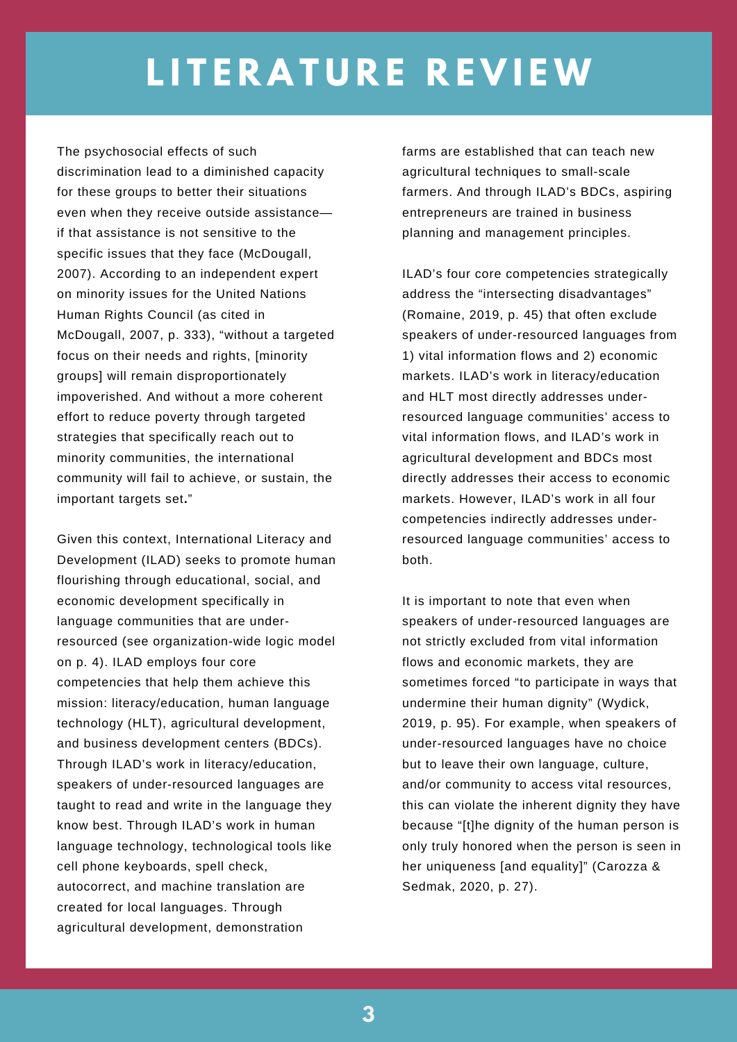# LITERATURE REVIEW

The psychosocial effects of such discrimination lead to a diminished capacity for these groups to better their situations even when they receive outside assistance—if that assistance is not sensitive to the specific issues that they face (McDougall, 2007). According to an independent expert on minority issues for the United Nations Human Rights Council (as cited in McDougall, 2007, p. 333), "without a targeted focus on their needs and rights, [minority groups] will remain disproportionately impoverished. And without a more coherent effort to reduce poverty through targeted strategies that specifically reach out to minority communities, the international community will fail to achieve, or sustain, the important targets set**.**"

Given this context, International Literacy and Development (ILAD) seeks to promote human flourishing through educational, social, and economic development specifically in language communities that are under-resourced (see organization-wide logic model on p. 4). ILAD employs four core competencies that help them achieve this mission: literacy/education, human language technology (HLT), agricultural development, and business development centers (BDCs). Through ILAD's work in literacy/education, speakers of under-resourced languages are taught to read and write in the language they know best. Through ILAD's work in human language technology, technological tools like cell phone keyboards, spell check, autocorrect, and machine translation are created for local languages. Through agricultural development, demonstration farms are established that can teach new agricultural techniques to small-scale farmers. And through ILAD's BDCs, aspiring entrepreneurs are trained in business planning and management principles.

ILAD's four core competencies strategically address the "intersecting disadvantages" (Romaine, 2019, p. 45) that often exclude speakers of under-resourced languages from 1) vital information flows and 2) economic markets. ILAD's work in literacy/education and HLT most directly addresses under-resourced language communities' access to vital information flows, and ILAD's work in agricultural development and BDCs most directly addresses their access to economic markets. However, ILAD's work in all four competencies indirectly addresses under-resourced language communities' access to both.

It is important to note that even when speakers of under-resourced languages are not strictly excluded from vital information flows and economic markets, they are sometimes forced "to participate in ways that undermine their human dignity" (Wydick, 2019, p. 95). For example, when speakers of under-resourced languages have no choice but to leave their own language, culture, and/or community to access vital resources, this can violate the inherent dignity they have because "[t]he dignity of the human person is only truly honored when the person is seen in her uniqueness [and equality]" (Carozza & Sedmak, 2020, p. 27).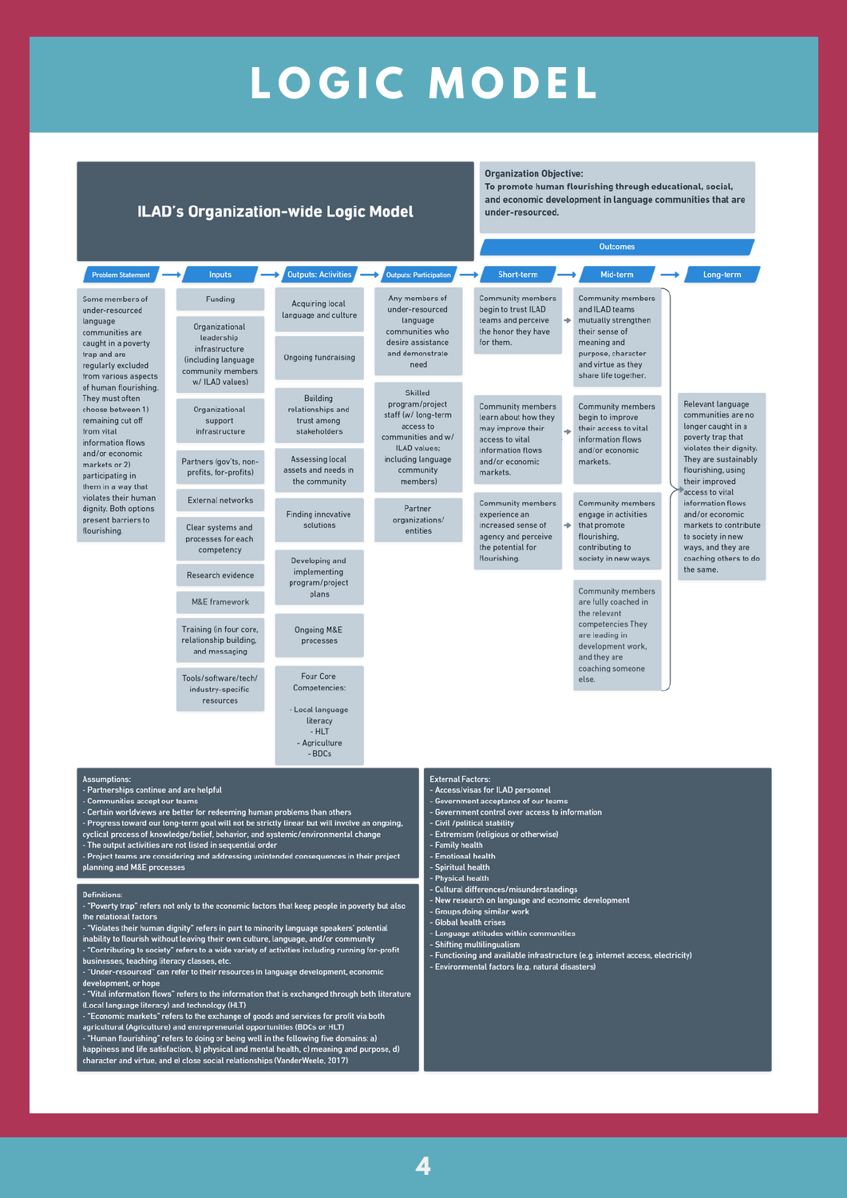# LOGIC MODEL

## ILAD's Organization-wide Logic Model

**Organization Objective:**
**To promote human flourishing through educational, social, and economic development in language communities that are under-resourced.**

### Problem Statement

Some members of under-resourced language communities are caught in a poverty trap and are regularly excluded from various aspects of human flourishing. They must often choose between 1) remaining cut off from vital information flows and/or economic markets or 2) participating in them in a way that violates their human dignity. Both options present barriers to flourishing.

### Inputs

- Funding
- Organizational leadership infrastructure (including language community members w/ ILAD values)
- Organizational support infrastructure
- Partners (gov'ts, non-profits, for-profits)
- External networks
- Clear systems and processes for each competency
- Research evidence
- M&E framework
- Training (in four core, relationship building, and messaging
- Tools/software/tech/ industry-specific resources

### Outputs: Activities

- Acquiring local language and culture
- Ongoing fundraising
- Building relationships and trust among stakeholders
- Assessing local assets and needs in the community
- Finding innovative solutions
- Developing and implementing program/project plans
- Ongoing M&E processes
- Four Core Competencies:
  - Local language literacy
  - HLT
  - Agriculture
  - BDCs

### Outputs: Participation

- Any members of under-resourced language communities who desire assistance and demonstrate need
- Skilled program/project staff (w/ long-term access to communities and w/ ILAD values; including language community members)
- Partner organizations/ entities

### Outcomes

| Short-term | Mid-term | Long-term |
|---|---|---|
| Community members begin to trust ILAD teams and perceive the honor they have for them. | Community members and ILAD teams mutually strengthen their sense of meaning and purpose, character and virtue as they share life together. | Relevant language communities are no longer caught in a poverty trap that violates their dignity. They are sustainably flourishing, using their improved access to vital information flows and/or economic markets to contribute to society in new ways, and they are coaching others to do the same. |
| Community members learn about how they may improve their access to vital information flows and/or economic markets. | Community members begin to improve their access to vital information flows and/or economic markets. | |
| Community members experience an increased sense of agency and perceive the potential for flourishing. | Community members engage in activities that promote flourishing, contributing to society in new ways. | |
| | Community members are fully coached in the relevant competencies They are leading in development work, and they are coaching someone else. | |

### Assumptions:

- Partnerships continue and are helpful
- Communities accept our teams
- Certain worldviews are better for redeeming human problems than others
- Progress toward our long-term goal will not be strictly linear but will involve an ongoing, cyclical process of knowledge/belief, behavior, and systemic/environmental change
- The output activities are not listed in sequential order
- Project teams are considering and addressing unintended consequences in their project planning and M&E processes

### Definitions:

- "Poverty trap" refers not only to the economic factors that keep people in poverty but also the relational factors
- "Violates their human dignity" refers in part to minority language speakers' potential inability to flourish without leaving their own culture, language, and/or community
- "Contributing to society" refers to a wide variety of activities including running for-profit businesses, teaching literacy classes, etc.
- "Under-resourced" can refer to their resources in language development, economic development, or hope
- "Vital information flows" refers to the information that is exchanged through both literature (Local language literacy) and technology (HLT)
- "Economic markets" refers to the exchange of goods and services for profit via both agricultural (Agriculture) and entrepreneurial opportunities (BDCs or HLT)
- "Human flourishing" refers to doing or being well in the following five domains: a) happiness and life satisfaction, b) physical and mental health, c) meaning and purpose, d) character and virtue, and e) close social relationships (VanderWeele, 2017)

### External Factors:

- Access/visas for ILAD personnel
- Government acceptance of our teams
- Government control over access to information
- Civil /political stability
- Extremism (religious or otherwise)
- Family health
- Emotional health
- Spiritual health
- Physical health
- Cultural differences/misunderstandings
- New research on language and economic development
- Groups doing similar work
- Global health crises
- Language attitudes within communities
- Shifting multilingualism
- Functioning and available infrastructure (e.g. internet access, electricity)
- Environmental factors (e.g. natural disasters)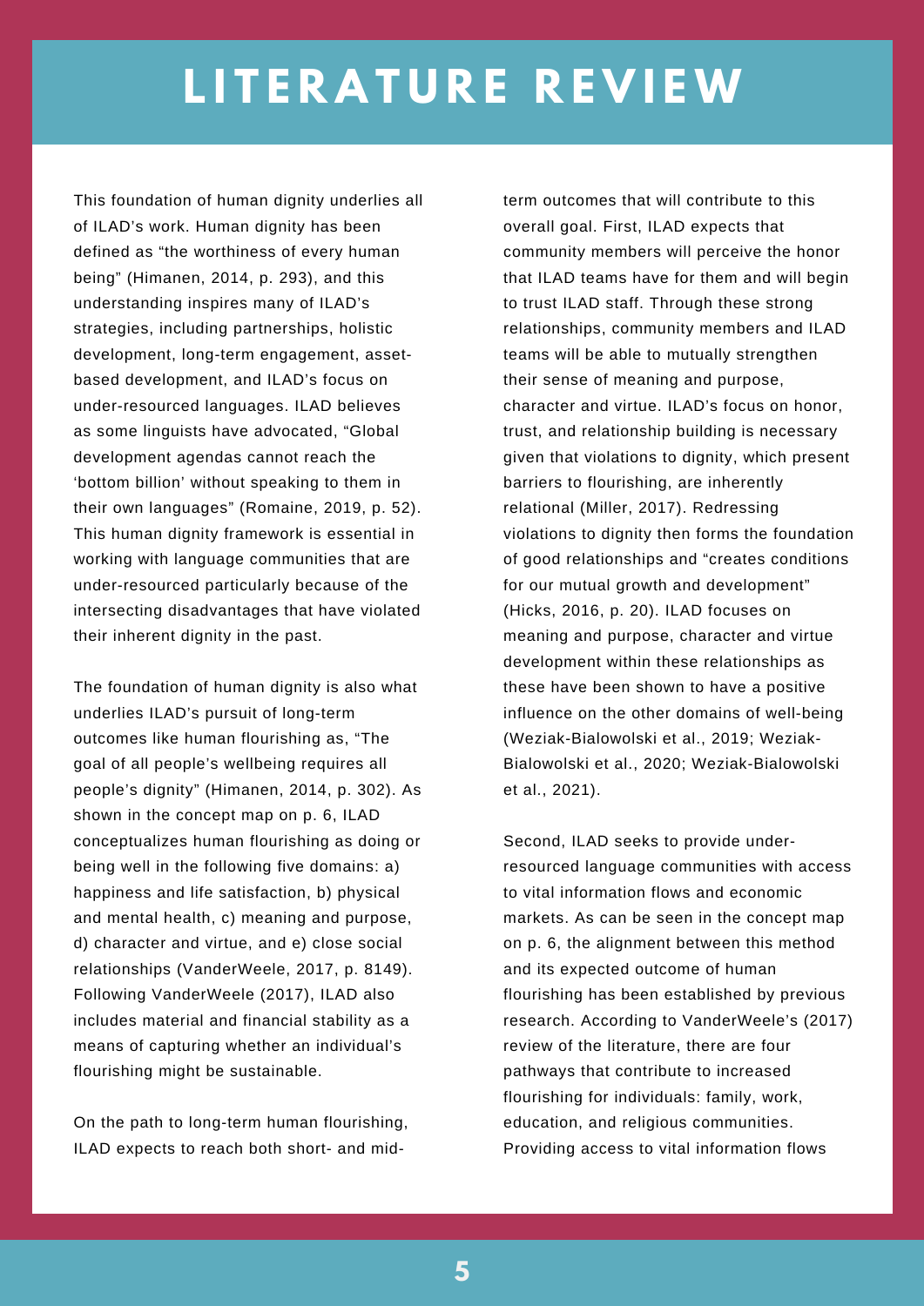# LITERATURE REVIEW

This foundation of human dignity underlies all of ILAD's work. Human dignity has been defined as "the worthiness of every human being" (Himanen, 2014, p. 293), and this understanding inspires many of ILAD's strategies, including partnerships, holistic development, long-term engagement, asset-based development, and ILAD's focus on under-resourced languages. ILAD believes as some linguists have advocated, "Global development agendas cannot reach the 'bottom billion' without speaking to them in their own languages" (Romaine, 2019, p. 52). This human dignity framework is essential in working with language communities that are under-resourced particularly because of the intersecting disadvantages that have violated their inherent dignity in the past.

The foundation of human dignity is also what underlies ILAD's pursuit of long-term outcomes like human flourishing as, "The goal of all people's wellbeing requires all people's dignity" (Himanen, 2014, p. 302). As shown in the concept map on p. 6, ILAD conceptualizes human flourishing as doing or being well in the following five domains: a) happiness and life satisfaction, b) physical and mental health, c) meaning and purpose, d) character and virtue, and e) close social relationships (VanderWeele, 2017, p. 8149). Following VanderWeele (2017), ILAD also includes material and financial stability as a means of capturing whether an individual's flourishing might be sustainable.

On the path to long-term human flourishing, ILAD expects to reach both short- and mid-term outcomes that will contribute to this overall goal. First, ILAD expects that community members will perceive the honor that ILAD teams have for them and will begin to trust ILAD staff. Through these strong relationships, community members and ILAD teams will be able to mutually strengthen their sense of meaning and purpose, character and virtue. ILAD's focus on honor, trust, and relationship building is necessary given that violations to dignity, which present barriers to flourishing, are inherently relational (Miller, 2017). Redressing violations to dignity then forms the foundation of good relationships and "creates conditions for our mutual growth and development" (Hicks, 2016, p. 20). ILAD focuses on meaning and purpose, character and virtue development within these relationships as these have been shown to have a positive influence on the other domains of well-being (Weziak-Bialowolski et al., 2019; Weziak-Bialowolski et al., 2020; Weziak-Bialowolski et al., 2021).

Second, ILAD seeks to provide under-resourced language communities with access to vital information flows and economic markets. As can be seen in the concept map on p. 6, the alignment between this method and its expected outcome of human flourishing has been established by previous research. According to VanderWeele's (2017) review of the literature, there are four pathways that contribute to increased flourishing for individuals: family, work, education, and religious communities. Providing access to vital information flows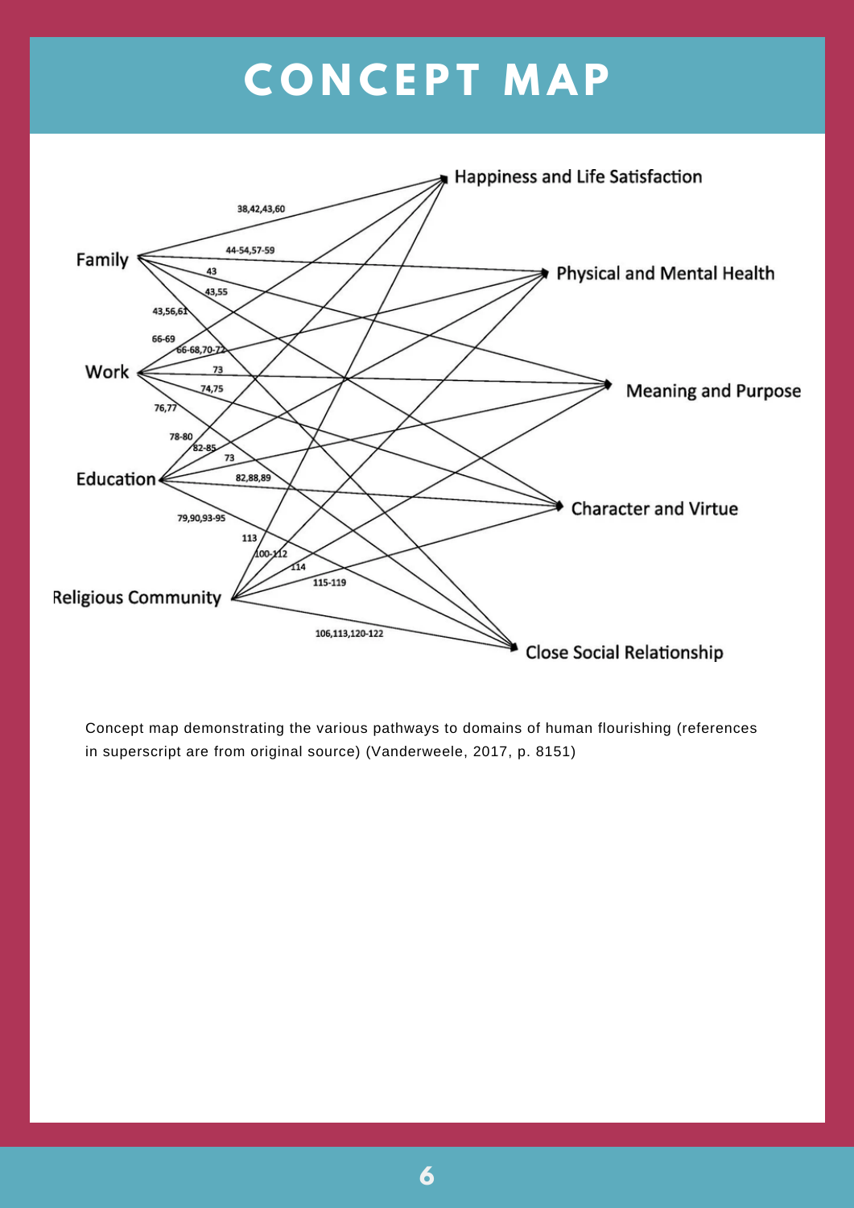# CONCEPT MAP

Concept map demonstrating the various pathways to domains of human flourishing (references in superscript are from original source) (Vanderweele, 2017, p. 8151)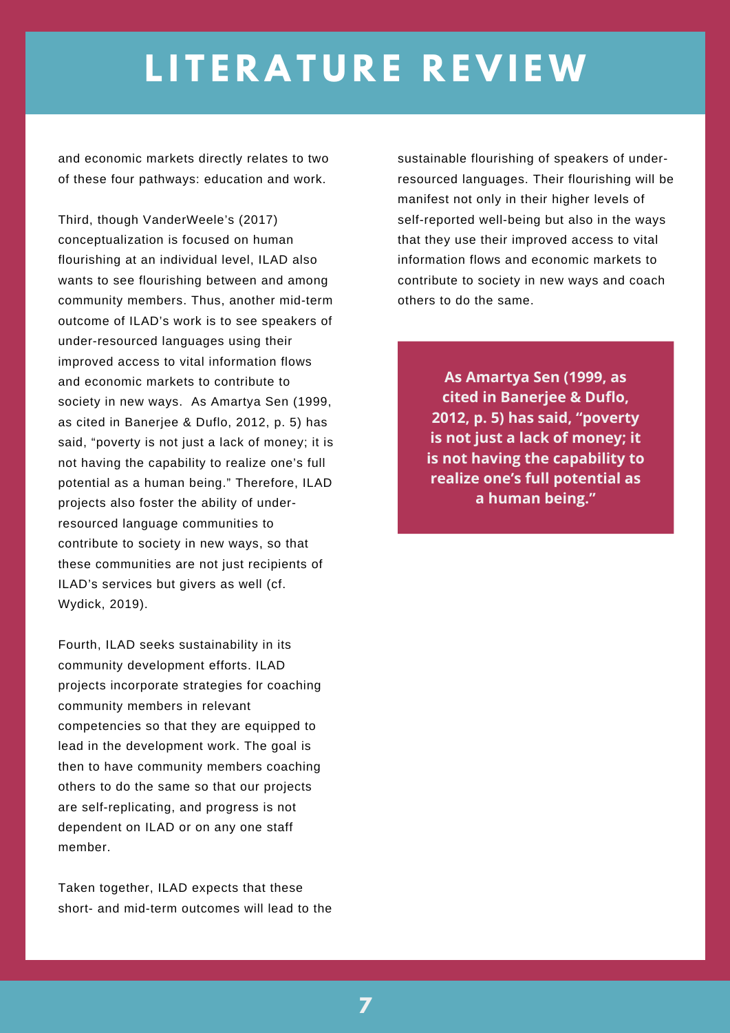# LITERATURE REVIEW

and economic markets directly relates to two of these four pathways: education and work.

Third, though VanderWeele's (2017) conceptualization is focused on human flourishing at an individual level, ILAD also wants to see flourishing between and among community members. Thus, another mid-term outcome of ILAD's work is to see speakers of under-resourced languages using their improved access to vital information flows and economic markets to contribute to society in new ways. As Amartya Sen (1999, as cited in Banerjee & Duflo, 2012, p. 5) has said, "poverty is not just a lack of money; it is not having the capability to realize one's full potential as a human being." Therefore, ILAD projects also foster the ability of under-resourced language communities to contribute to society in new ways, so that these communities are not just recipients of ILAD's services but givers as well (cf. Wydick, 2019).

Fourth, ILAD seeks sustainability in its community development efforts. ILAD projects incorporate strategies for coaching community members in relevant competencies so that they are equipped to lead in the development work. The goal is then to have community members coaching others to do the same so that our projects are self-replicating, and progress is not dependent on ILAD or on any one staff member.

Taken together, ILAD expects that these short- and mid-term outcomes will lead to the sustainable flourishing of speakers of under-resourced languages. Their flourishing will be manifest not only in their higher levels of self-reported well-being but also in the ways that they use their improved access to vital information flows and economic markets to contribute to society in new ways and coach others to do the same.

> **As Amartya Sen (1999, as cited in Banerjee & Duflo, 2012, p. 5) has said, "poverty is not just a lack of money; it is not having the capability to realize one's full potential as a human being."**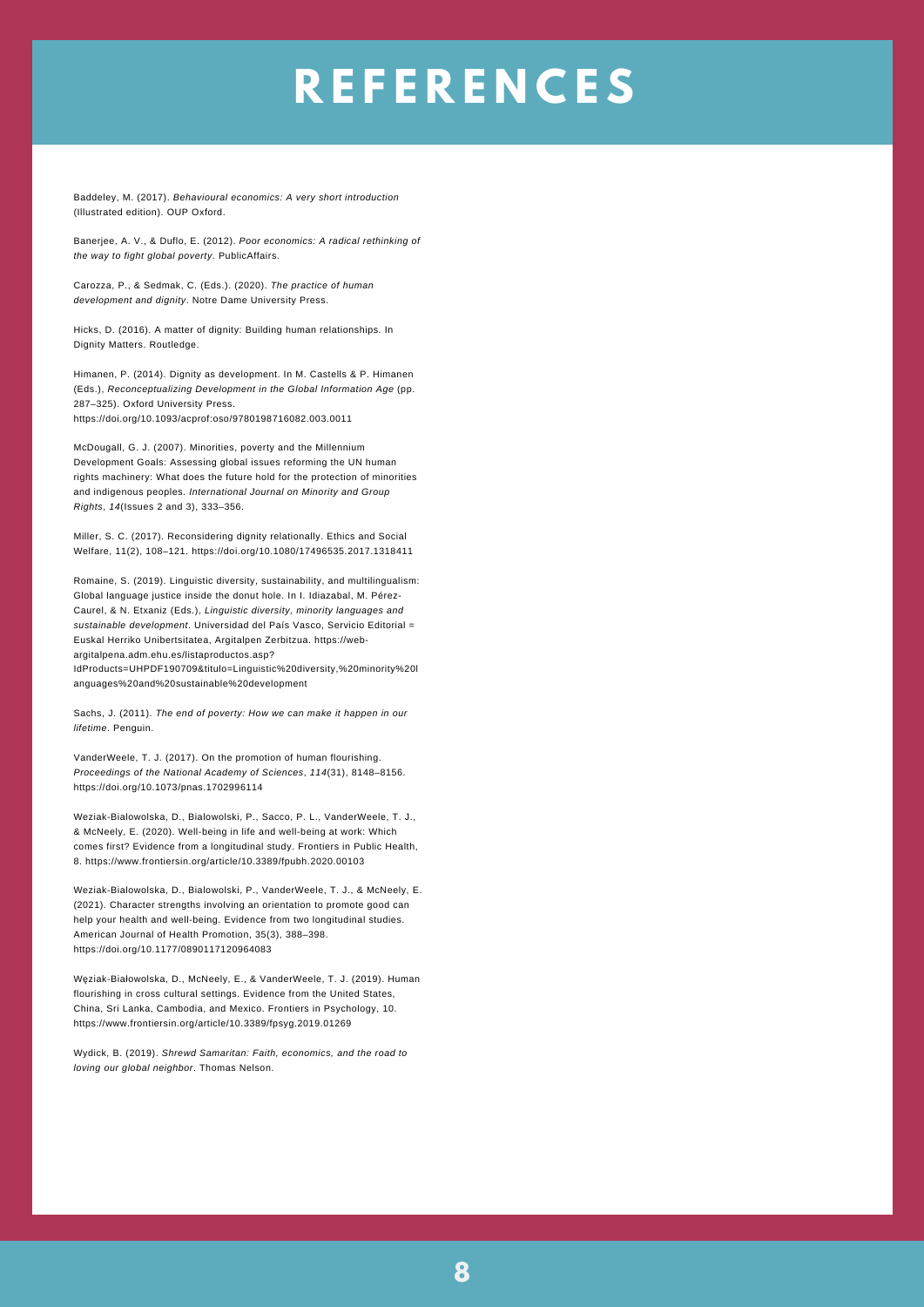# REFERENCES

Baddeley, M. (2017). *Behavioural economics: A very short introduction* (Illustrated edition). OUP Oxford.

Banerjee, A. V., & Duflo, E. (2012). *Poor economics: A radical rethinking of the way to fight global poverty*. PublicAffairs.

Carozza, P., & Sedmak, C. (Eds.). (2020). *The practice of human development and dignity*. Notre Dame University Press.

Hicks, D. (2016). A matter of dignity: Building human relationships. In Dignity Matters. Routledge.

Himanen, P. (2014). Dignity as development. In M. Castells & P. Himanen (Eds.), *Reconceptualizing Development in the Global Information Age* (pp. 287–325). Oxford University Press. https://doi.org/10.1093/acprof:oso/9780198716082.003.0011

McDougall, G. J. (2007). Minorities, poverty and the Millennium Development Goals: Assessing global issues reforming the UN human rights machinery: What does the future hold for the protection of minorities and indigenous peoples. *International Journal on Minority and Group Rights*, *14*(Issues 2 and 3), 333–356.

Miller, S. C. (2017). Reconsidering dignity relationally. Ethics and Social Welfare, 11(2), 108–121. https://doi.org/10.1080/17496535.2017.1318411

Romaine, S. (2019). Linguistic diversity, sustainability, and multilingualism: Global language justice inside the donut hole. In I. Idiazabal, M. Pérez-Caurel, & N. Etxaniz (Eds.), *Linguistic diversity, minority languages and sustainable development*. Universidad del País Vasco, Servicio Editorial = Euskal Herriko Unibertsitatea, Argitalpen Zerbitzua. https://web-argitalpena.adm.ehu.es/listaproductos.asp?IdProducts=UHPDF190709&titulo=Linguistic%20diversity,%20minority%20languages%20and%20sustainable%20development

Sachs, J. (2011). *The end of poverty: How we can make it happen in our lifetime*. Penguin.

VanderWeele, T. J. (2017). On the promotion of human flourishing. *Proceedings of the National Academy of Sciences*, *114*(31), 8148–8156. https://doi.org/10.1073/pnas.1702996114

Weziak-Bialowolska, D., Bialowolski, P., Sacco, P. L., VanderWeele, T. J., & McNeely, E. (2020). Well-being in life and well-being at work: Which comes first? Evidence from a longitudinal study. Frontiers in Public Health, 8. https://www.frontiersin.org/article/10.3389/fpubh.2020.00103

Weziak-Bialowolska, D., Bialowolski, P., VanderWeele, T. J., & McNeely, E. (2021). Character strengths involving an orientation to promote good can help your health and well-being. Evidence from two longitudinal studies. American Journal of Health Promotion, 35(3), 388–398. https://doi.org/10.1177/0890117120964083

Węziak-Białowolska, D., McNeely, E., & VanderWeele, T. J. (2019). Human flourishing in cross cultural settings. Evidence from the United States, China, Sri Lanka, Cambodia, and Mexico. Frontiers in Psychology, 10. https://www.frontiersin.org/article/10.3389/fpsyg.2019.01269

Wydick, B. (2019). *Shrewd Samaritan: Faith, economics, and the road to loving our global neighbor*. Thomas Nelson.